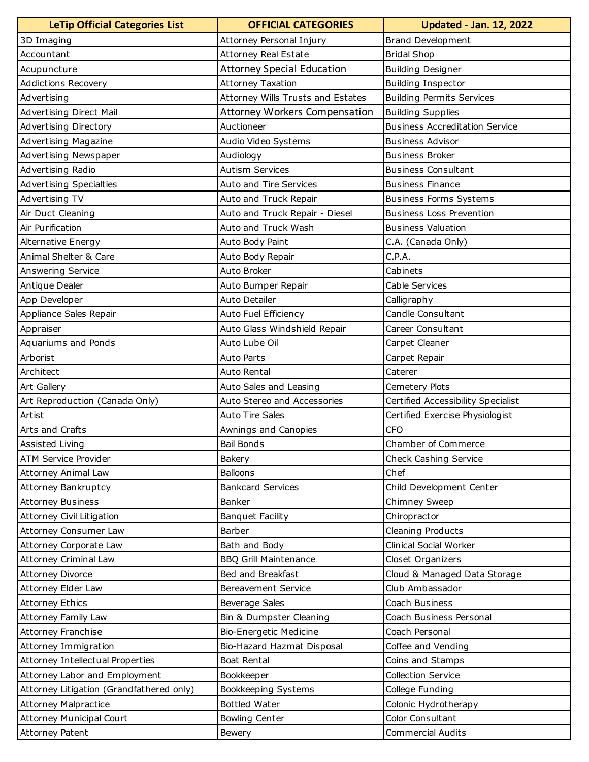| LeTip Official Categories List | OFFICIAL CATEGORIES | Updated - Jan. 12, 2022 |
|---|---|---|
| 3D Imaging | Attorney Personal Injury | Brand Development |
| Accountant | Attorney Real Estate | Bridal Shop |
| Acupuncture | Attorney Special Education | Building Designer |
| Addictions Recovery | Attorney Taxation | Building Inspector |
| Advertising | Attorney Wills Trusts and Estates | Building Permits Services |
| Advertising Direct Mail | Attorney Workers Compensation | Building Supplies |
| Advertising Directory | Auctioneer | Business Accreditation Service |
| Advertising Magazine | Audio Video Systems | Business Advisor |
| Advertising Newspaper | Audiology | Business Broker |
| Advertising Radio | Autism Services | Business Consultant |
| Advertising Specialties | Auto and Tire Services | Business Finance |
| Advertising TV | Auto and Truck Repair | Business Forms Systems |
| Air Duct Cleaning | Auto and Truck Repair - Diesel | Business Loss Prevention |
| Air Purification | Auto and Truck Wash | Business Valuation |
| Alternative Energy | Auto Body Paint | C.A. (Canada Only) |
| Animal Shelter & Care | Auto Body Repair | C.P.A. |
| Answering Service | Auto Broker | Cabinets |
| Antique Dealer | Auto Bumper Repair | Cable Services |
| App Developer | Auto Detailer | Calligraphy |
| Appliance Sales Repair | Auto Fuel Efficiency | Candle Consultant |
| Appraiser | Auto Glass Windshield Repair | Career Consultant |
| Aquariums and Ponds | Auto Lube Oil | Carpet Cleaner |
| Arborist | Auto Parts | Carpet Repair |
| Architect | Auto Rental | Caterer |
| Art Gallery | Auto Sales and Leasing | Cemetery Plots |
| Art Reproduction (Canada Only) | Auto Stereo and Accessories | Certified Accessibility Specialist |
| Artist | Auto Tire Sales | Certified Exercise Physiologist |
| Arts and Crafts | Awnings and Canopies | CFO |
| Assisted Living | Bail Bonds | Chamber of Commerce |
| ATM Service Provider | Bakery | Check Cashing Service |
| Attorney Animal Law | Balloons | Chef |
| Attorney Bankruptcy | Bankcard Services | Child Development Center |
| Attorney Business | Banker | Chimney Sweep |
| Attorney Civil Litigation | Banquet Facility | Chiropractor |
| Attorney Consumer Law | Barber | Cleaning Products |
| Attorney Corporate Law | Bath and Body | Clinical Social Worker |
| Attorney Criminal Law | BBQ Grill Maintenance | Closet Organizers |
| Attorney Divorce | Bed and Breakfast | Cloud & Managed Data Storage |
| Attorney Elder Law | Bereavement Service | Club Ambassador |
| Attorney Ethics | Beverage Sales | Coach Business |
| Attorney Family Law | Bin & Dumpster Cleaning | Coach Business Personal |
| Attorney Franchise | Bio-Energetic Medicine | Coach Personal |
| Attorney Immigration | Bio-Hazard Hazmat Disposal | Coffee and Vending |
| Attorney Intellectual Properties | Boat Rental | Coins and Stamps |
| Attorney Labor and Employment | Bookkeeper | Collection Service |
| Attorney Litigation (Grandfathered only) | Bookkeeping Systems | College Funding |
| Attorney Malpractice | Bottled Water | Colonic Hydrotherapy |
| Attorney Municipal Court | Bowling Center | Color Consultant |
| Attorney Patent | Bewery | Commercial Audits |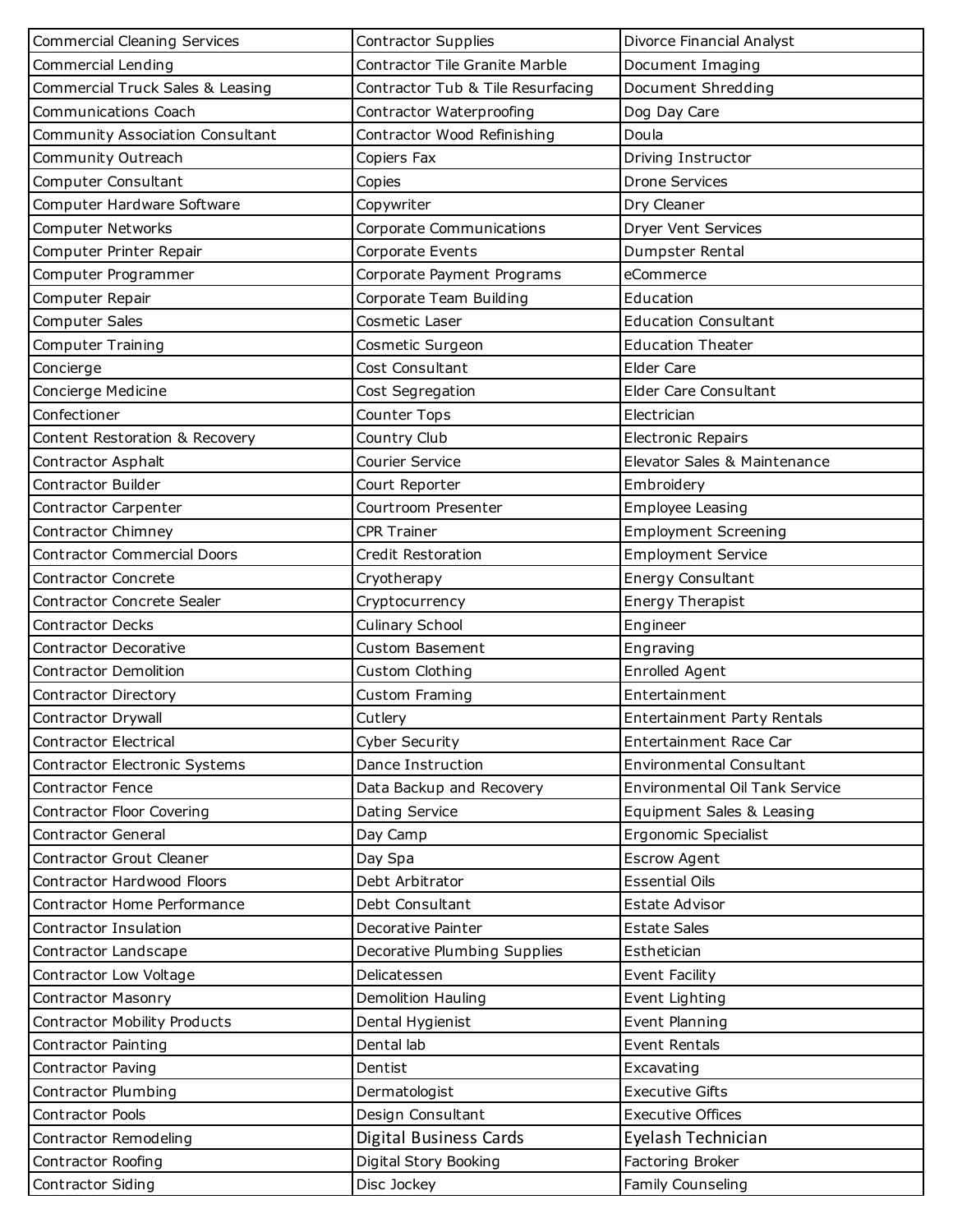| | | |
|---|---|---|
| Commercial Cleaning Services | Contractor Supplies | Divorce Financial Analyst |
| Commercial Lending | Contractor Tile Granite Marble | Document Imaging |
| Commercial Truck Sales & Leasing | Contractor Tub & Tile Resurfacing | Document Shredding |
| Communications Coach | Contractor Waterproofing | Dog Day Care |
| Community Association Consultant | Contractor Wood Refinishing | Doula |
| Community Outreach | Copiers Fax | Driving Instructor |
| Computer Consultant | Copies | Drone Services |
| Computer Hardware Software | Copywriter | Dry Cleaner |
| Computer Networks | Corporate Communications | Dryer Vent Services |
| Computer Printer Repair | Corporate Events | Dumpster Rental |
| Computer Programmer | Corporate Payment Programs | eCommerce |
| Computer Repair | Corporate Team Building | Education |
| Computer Sales | Cosmetic Laser | Education Consultant |
| Computer Training | Cosmetic Surgeon | Education Theater |
| Concierge | Cost Consultant | Elder Care |
| Concierge Medicine | Cost Segregation | Elder Care Consultant |
| Confectioner | Counter Tops | Electrician |
| Content Restoration & Recovery | Country Club | Electronic Repairs |
| Contractor Asphalt | Courier Service | Elevator Sales & Maintenance |
| Contractor Builder | Court Reporter | Embroidery |
| Contractor Carpenter | Courtroom Presenter | Employee Leasing |
| Contractor Chimney | CPR Trainer | Employment Screening |
| Contractor Commercial Doors | Credit Restoration | Employment Service |
| Contractor Concrete | Cryotherapy | Energy Consultant |
| Contractor Concrete Sealer | Cryptocurrency | Energy Therapist |
| Contractor Decks | Culinary School | Engineer |
| Contractor Decorative | Custom Basement | Engraving |
| Contractor Demolition | Custom Clothing | Enrolled Agent |
| Contractor Directory | Custom Framing | Entertainment |
| Contractor Drywall | Cutlery | Entertainment Party Rentals |
| Contractor Electrical | Cyber Security | Entertainment Race Car |
| Contractor Electronic Systems | Dance Instruction | Environmental Consultant |
| Contractor Fence | Data Backup and Recovery | Environmental Oil Tank Service |
| Contractor Floor Covering | Dating Service | Equipment Sales & Leasing |
| Contractor General | Day Camp | Ergonomic Specialist |
| Contractor Grout Cleaner | Day Spa | Escrow Agent |
| Contractor Hardwood Floors | Debt Arbitrator | Essential Oils |
| Contractor Home Performance | Debt Consultant | Estate Advisor |
| Contractor Insulation | Decorative Painter | Estate Sales |
| Contractor Landscape | Decorative Plumbing Supplies | Esthetician |
| Contractor Low Voltage | Delicatessen | Event Facility |
| Contractor Masonry | Demolition Hauling | Event Lighting |
| Contractor Mobility Products | Dental Hygienist | Event Planning |
| Contractor Painting | Dental lab | Event Rentals |
| Contractor Paving | Dentist | Excavating |
| Contractor Plumbing | Dermatologist | Executive Gifts |
| Contractor Pools | Design Consultant | Executive Offices |
| Contractor Remodeling | Digital Business Cards | Eyelash Technician |
| Contractor Roofing | Digital Story Booking | Factoring Broker |
| Contractor Siding | Disc Jockey | Family Counseling |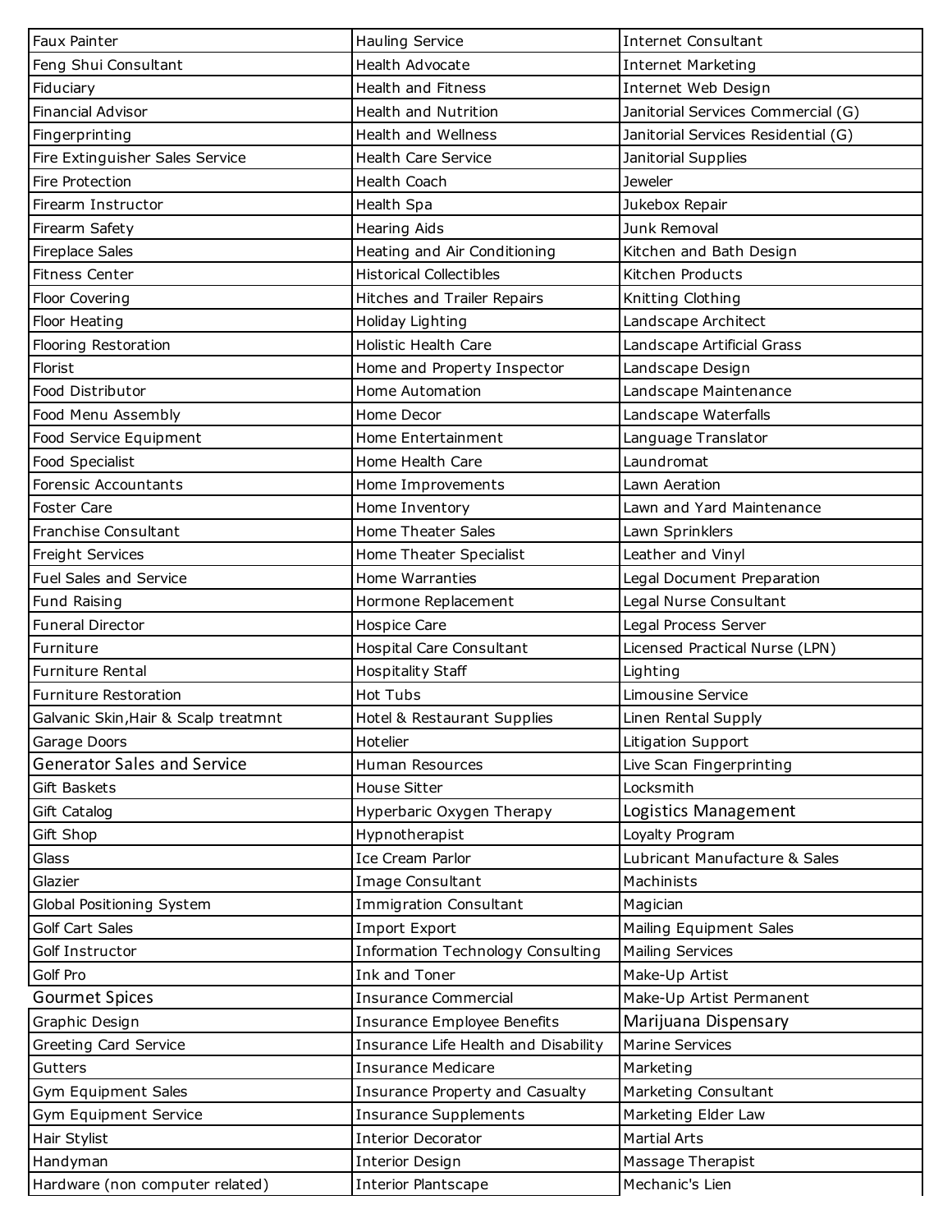| | | |
|---|---|---|
| Faux Painter | Hauling Service | Internet Consultant |
| Feng Shui Consultant | Health Advocate | Internet Marketing |
| Fiduciary | Health and Fitness | Internet Web Design |
| Financial Advisor | Health and Nutrition | Janitorial Services Commercial (G) |
| Fingerprinting | Health and Wellness | Janitorial Services Residential (G) |
| Fire Extinguisher Sales Service | Health Care Service | Janitorial Supplies |
| Fire Protection | Health Coach | Jeweler |
| Firearm Instructor | Health Spa | Jukebox Repair |
| Firearm Safety | Hearing Aids | Junk Removal |
| Fireplace Sales | Heating and Air Conditioning | Kitchen and Bath Design |
| Fitness Center | Historical Collectibles | Kitchen Products |
| Floor Covering | Hitches and Trailer Repairs | Knitting Clothing |
| Floor Heating | Holiday Lighting | Landscape Architect |
| Flooring Restoration | Holistic Health Care | Landscape Artificial Grass |
| Florist | Home and Property Inspector | Landscape Design |
| Food Distributor | Home Automation | Landscape Maintenance |
| Food Menu Assembly | Home Decor | Landscape Waterfalls |
| Food Service Equipment | Home Entertainment | Language Translator |
| Food Specialist | Home Health Care | Laundromat |
| Forensic Accountants | Home Improvements | Lawn Aeration |
| Foster Care | Home Inventory | Lawn and Yard Maintenance |
| Franchise Consultant | Home Theater Sales | Lawn Sprinklers |
| Freight Services | Home Theater Specialist | Leather and Vinyl |
| Fuel Sales and Service | Home Warranties | Legal Document Preparation |
| Fund Raising | Hormone Replacement | Legal Nurse Consultant |
| Funeral Director | Hospice Care | Legal Process Server |
| Furniture | Hospital Care Consultant | Licensed Practical Nurse (LPN) |
| Furniture Rental | Hospitality Staff | Lighting |
| Furniture Restoration | Hot Tubs | Limousine Service |
| Galvanic Skin,Hair & Scalp treatmnt | Hotel & Restaurant Supplies | Linen Rental Supply |
| Garage Doors | Hotelier | Litigation Support |
| Generator Sales and Service | Human Resources | Live Scan Fingerprinting |
| Gift Baskets | House Sitter | Locksmith |
| Gift Catalog | Hyperbaric Oxygen Therapy | Logistics Management |
| Gift Shop | Hypnotherapist | Loyalty Program |
| Glass | Ice Cream Parlor | Lubricant Manufacture & Sales |
| Glazier | Image Consultant | Machinists |
| Global Positioning System | Immigration Consultant | Magician |
| Golf Cart Sales | Import Export | Mailing Equipment Sales |
| Golf Instructor | Information Technology Consulting | Mailing Services |
| Golf Pro | Ink and Toner | Make-Up Artist |
| Gourmet Spices | Insurance Commercial | Make-Up Artist Permanent |
| Graphic Design | Insurance Employee Benefits | Marijuana Dispensary |
| Greeting Card Service | Insurance Life Health and Disability | Marine Services |
| Gutters | Insurance Medicare | Marketing |
| Gym Equipment Sales | Insurance Property and Casualty | Marketing Consultant |
| Gym Equipment Service | Insurance Supplements | Marketing Elder Law |
| Hair Stylist | Interior Decorator | Martial Arts |
| Handyman | Interior Design | Massage Therapist |
| Hardware (non computer related) | Interior Plantscape | Mechanic's Lien |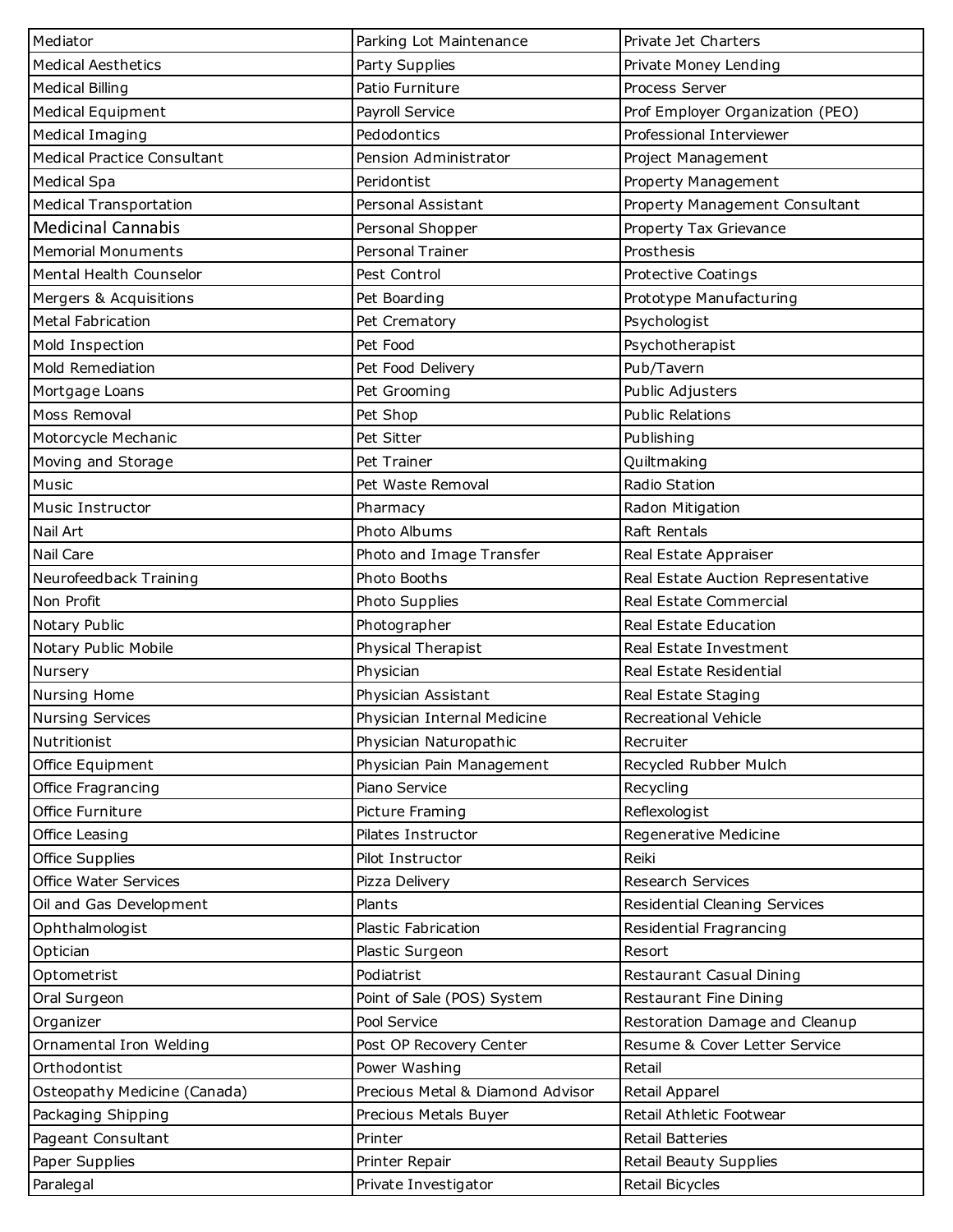| Mediator | Parking Lot Maintenance | Private Jet Charters |
|---|---|---|
| Medical Aesthetics | Party Supplies | Private Money Lending |
| Medical Billing | Patio Furniture | Process Server |
| Medical Equipment | Payroll Service | Prof Employer Organization (PEO) |
| Medical Imaging | Pedodontics | Professional Interviewer |
| Medical Practice Consultant | Pension Administrator | Project Management |
| Medical Spa | Peridontist | Property Management |
| Medical Transportation | Personal Assistant | Property Management Consultant |
| Medicinal Cannabis | Personal Shopper | Property Tax Grievance |
| Memorial Monuments | Personal Trainer | Prosthesis |
| Mental Health Counselor | Pest Control | Protective Coatings |
| Mergers & Acquisitions | Pet Boarding | Prototype Manufacturing |
| Metal Fabrication | Pet Crematory | Psychologist |
| Mold Inspection | Pet Food | Psychotherapist |
| Mold Remediation | Pet Food Delivery | Pub/Tavern |
| Mortgage Loans | Pet Grooming | Public Adjusters |
| Moss Removal | Pet Shop | Public Relations |
| Motorcycle Mechanic | Pet Sitter | Publishing |
| Moving and Storage | Pet Trainer | Quiltmaking |
| Music | Pet Waste Removal | Radio Station |
| Music Instructor | Pharmacy | Radon Mitigation |
| Nail Art | Photo Albums | Raft Rentals |
| Nail Care | Photo and Image Transfer | Real Estate Appraiser |
| Neurofeedback Training | Photo Booths | Real Estate Auction Representative |
| Non Profit | Photo Supplies | Real Estate Commercial |
| Notary Public | Photographer | Real Estate Education |
| Notary Public Mobile | Physical Therapist | Real Estate Investment |
| Nursery | Physician | Real Estate Residential |
| Nursing Home | Physician Assistant | Real Estate Staging |
| Nursing Services | Physician Internal Medicine | Recreational Vehicle |
| Nutritionist | Physician Naturopathic | Recruiter |
| Office Equipment | Physician Pain Management | Recycled Rubber Mulch |
| Office Fragrancing | Piano Service | Recycling |
| Office Furniture | Picture Framing | Reflexologist |
| Office Leasing | Pilates Instructor | Regenerative Medicine |
| Office Supplies | Pilot Instructor | Reiki |
| Office Water Services | Pizza Delivery | Research Services |
| Oil and Gas Development | Plants | Residential Cleaning Services |
| Ophthalmologist | Plastic Fabrication | Residential Fragrancing |
| Optician | Plastic Surgeon | Resort |
| Optometrist | Podiatrist | Restaurant Casual Dining |
| Oral Surgeon | Point of Sale (POS) System | Restaurant Fine Dining |
| Organizer | Pool Service | Restoration Damage and Cleanup |
| Ornamental Iron Welding | Post OP Recovery Center | Resume & Cover Letter Service |
| Orthodontist | Power Washing | Retail |
| Osteopathy Medicine (Canada) | Precious Metal & Diamond Advisor | Retail Apparel |
| Packaging Shipping | Precious Metals Buyer | Retail Athletic Footwear |
| Pageant Consultant | Printer | Retail Batteries |
| Paper Supplies | Printer Repair | Retail Beauty Supplies |
| Paralegal | Private Investigator | Retail Bicycles |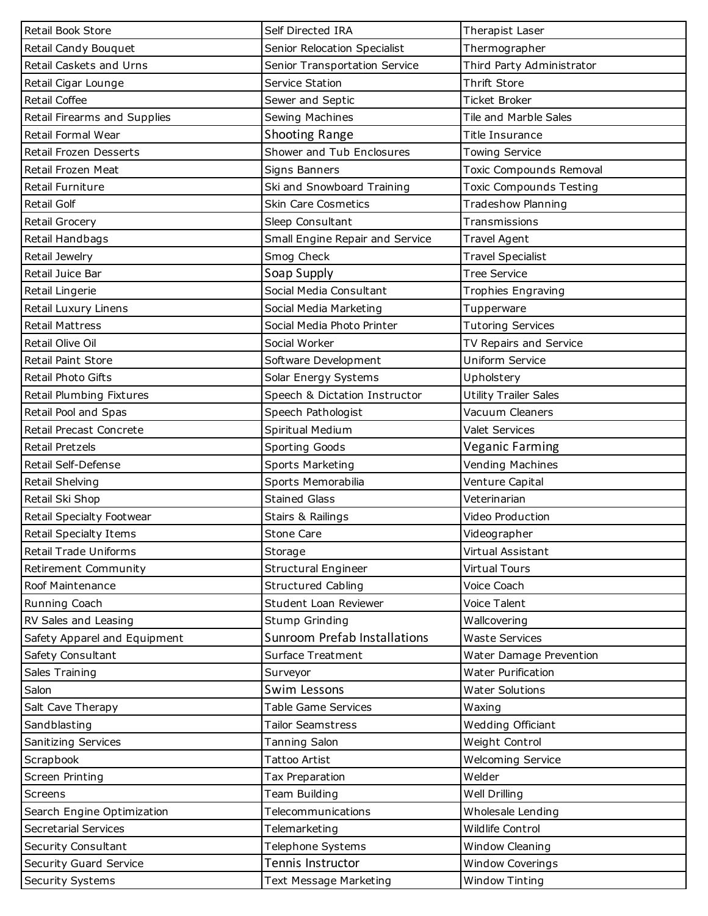| Retail Book Store | Self Directed IRA | Therapist Laser |
| --- | --- | --- |
| Retail Candy Bouquet | Senior Relocation Specialist | Thermographer |
| Retail Caskets and Urns | Senior Transportation Service | Third Party Administrator |
| Retail Cigar Lounge | Service Station | Thrift Store |
| Retail Coffee | Sewer and Septic | Ticket Broker |
| Retail Firearms and Supplies | Sewing Machines | Tile and Marble Sales |
| Retail Formal Wear | Shooting Range | Title Insurance |
| Retail Frozen Desserts | Shower and Tub Enclosures | Towing Service |
| Retail Frozen Meat | Signs Banners | Toxic Compounds Removal |
| Retail Furniture | Ski and Snowboard Training | Toxic Compounds Testing |
| Retail Golf | Skin Care Cosmetics | Tradeshow Planning |
| Retail Grocery | Sleep Consultant | Transmissions |
| Retail Handbags | Small Engine Repair and Service | Travel Agent |
| Retail Jewelry | Smog Check | Travel Specialist |
| Retail Juice Bar | Soap Supply | Tree Service |
| Retail Lingerie | Social Media Consultant | Trophies Engraving |
| Retail Luxury Linens | Social Media Marketing | Tupperware |
| Retail Mattress | Social Media Photo Printer | Tutoring Services |
| Retail Olive Oil | Social Worker | TV Repairs and Service |
| Retail Paint Store | Software Development | Uniform Service |
| Retail Photo Gifts | Solar Energy Systems | Upholstery |
| Retail Plumbing Fixtures | Speech & Dictation Instructor | Utility Trailer Sales |
| Retail Pool and Spas | Speech Pathologist | Vacuum Cleaners |
| Retail Precast Concrete | Spiritual Medium | Valet Services |
| Retail Pretzels | Sporting Goods | Veganic Farming |
| Retail Self-Defense | Sports Marketing | Vending Machines |
| Retail Shelving | Sports Memorabilia | Venture Capital |
| Retail Ski Shop | Stained Glass | Veterinarian |
| Retail Specialty Footwear | Stairs & Railings | Video Production |
| Retail Specialty Items | Stone Care | Videographer |
| Retail Trade Uniforms | Storage | Virtual Assistant |
| Retirement Community | Structural Engineer | Virtual Tours |
| Roof Maintenance | Structured Cabling | Voice Coach |
| Running Coach | Student Loan Reviewer | Voice Talent |
| RV Sales and Leasing | Stump Grinding | Wallcovering |
| Safety Apparel and Equipment | Sunroom Prefab Installations | Waste Services |
| Safety Consultant | Surface Treatment | Water Damage Prevention |
| Sales Training | Surveyor | Water Purification |
| Salon | Swim Lessons | Water Solutions |
| Salt Cave Therapy | Table Game Services | Waxing |
| Sandblasting | Tailor Seamstress | Wedding Officiant |
| Sanitizing Services | Tanning Salon | Weight Control |
| Scrapbook | Tattoo Artist | Welcoming Service |
| Screen Printing | Tax Preparation | Welder |
| Screens | Team Building | Well Drilling |
| Search Engine Optimization | Telecommunications | Wholesale Lending |
| Secretarial Services | Telemarketing | Wildlife Control |
| Security Consultant | Telephone Systems | Window Cleaning |
| Security Guard Service | Tennis Instructor | Window Coverings |
| Security Systems | Text Message Marketing | Window Tinting |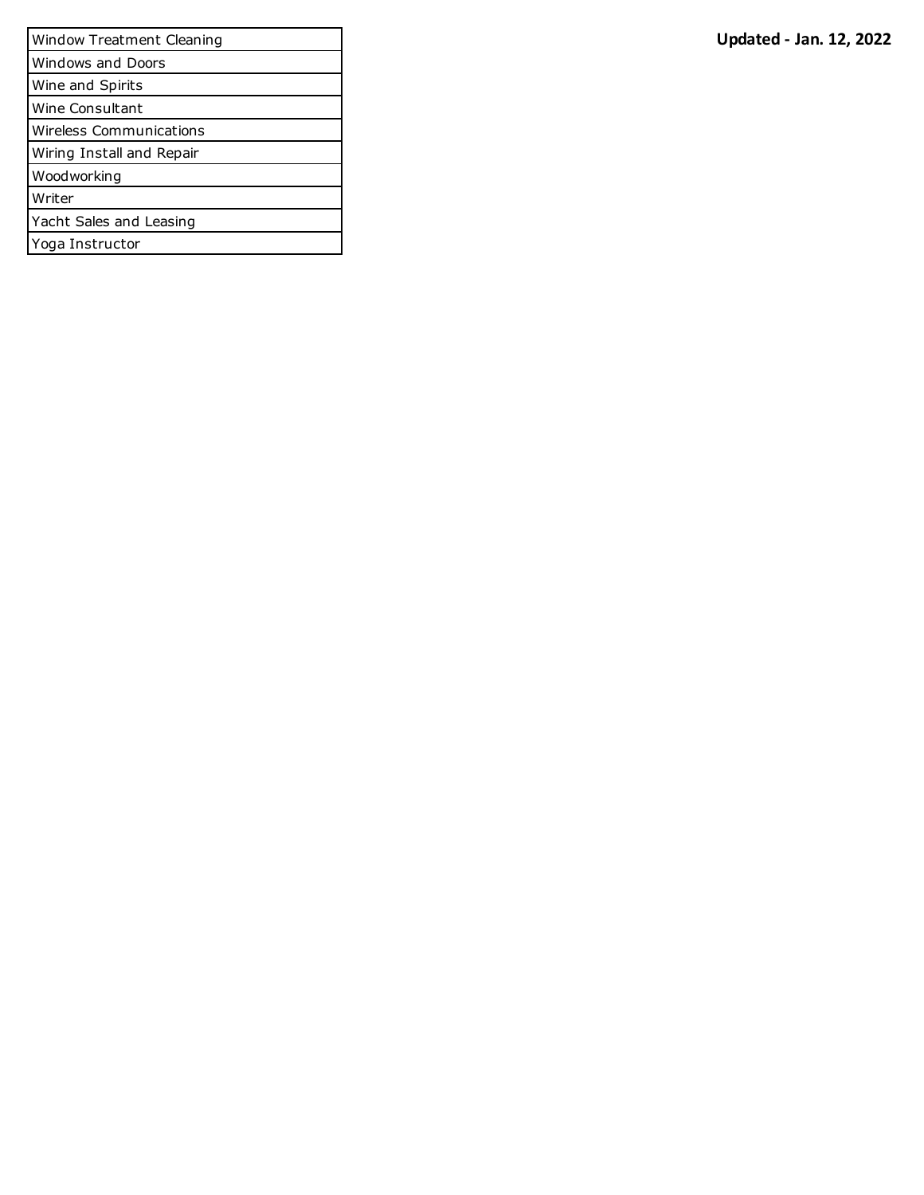**Updated - Jan. 12, 2022**

| Window Treatment Cleaning |
| --- |
| Windows and Doors |
| Wine and Spirits |
| Wine Consultant |
| Wireless Communications |
| Wiring Install and Repair |
| Woodworking |
| Writer |
| Yacht Sales and Leasing |
| Yoga Instructor |